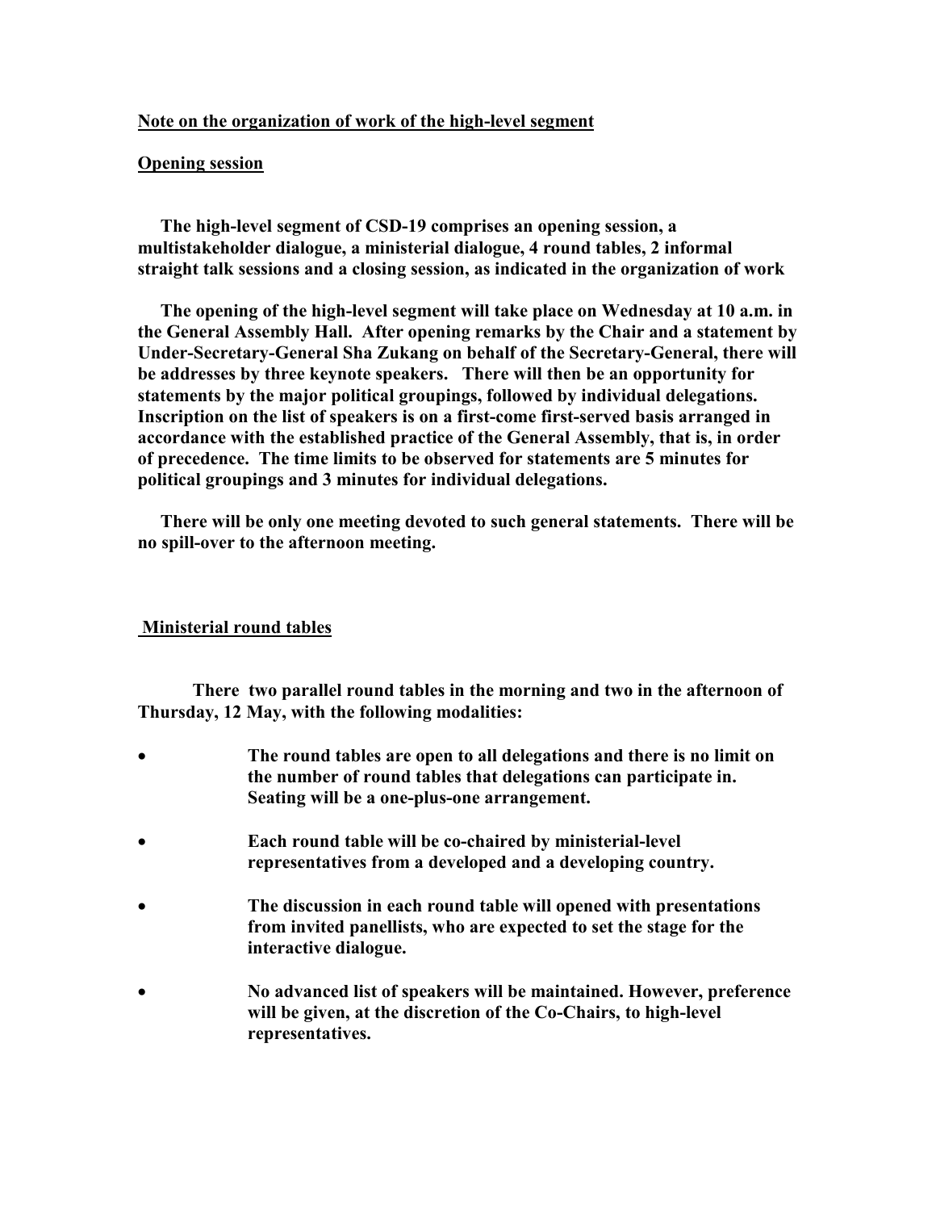**Note on the organization of work of the high-level segment**

**Opening session**

**The high-level segment of CSD-19 comprises an opening session, a multistakeholder dialogue, a ministerial dialogue, 4 round tables, 2 informal straight talk sessions and a closing session, as indicated in the organization of work**

**The opening of the high-level segment will take place on Wednesday at 10 a.m. in the General Assembly Hall. After opening remarks by the Chair and a statement by Under-Secretary-General Sha Zukang on behalf of the Secretary-General, there will be addresses by three keynote speakers. There will then be an opportunity for statements by the major political groupings, followed by individual delegations. Inscription on the list of speakers is on a first-come first-served basis arranged in accordance with the established practice of the General Assembly, that is, in order of precedence. The time limits to be observed for statements are 5 minutes for political groupings and 3 minutes for individual delegations.**

**There will be only one meeting devoted to such general statements. There will be no spill-over to the afternoon meeting.**

**Ministerial round tables**

**There two parallel round tables in the morning and two in the afternoon of Thursday, 12 May, with the following modalities:**

- **The round tables are open to all delegations and there is no limit on the number of round tables that delegations can participate in. Seating will be a one-plus-one arrangement.**
- **Each round table will be co-chaired by ministerial-level representatives from a developed and a developing country.**
- **The discussion in each round table will opened with presentations from invited panellists, who are expected to set the stage for the interactive dialogue.**
- **No advanced list of speakers will be maintained. However, preference will be given, at the discretion of the Co-Chairs, to high-level representatives.**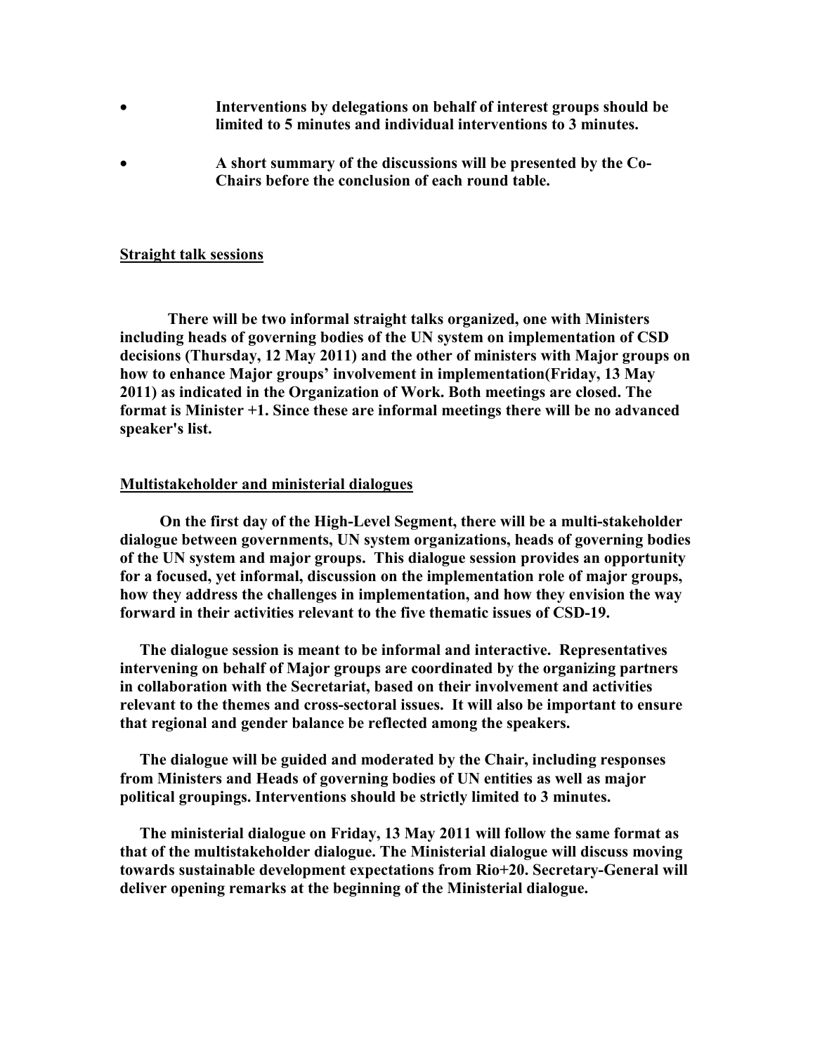- **Interventions by delegations on behalf of interest groups should be limited to 5 minutes and individual interventions to 3 minutes.**
- **A short summary of the discussions will be presented by the Co-Chairs before the conclusion of each round table.**

## Straight talk sessions

**There will be two informal straight talks organized, one with Ministers including heads of governing bodies of the UN system on implementation of CSD decisions (Thursday, 12 May 2011) and the other of ministers with Major groups on how to enhance Major groups' involvement in implementation(Friday, 13 May 2011) as indicated in the Organization of Work. Both meetings are closed. The format is Minister +1. Since these are informal meetings there will be no advanced speaker's list.**

## Multistakeholder and ministerial dialogues

**On the first day of the High-Level Segment, there will be a multi-stakeholder dialogue between governments, UN system organizations, heads of governing bodies of the UN system and major groups. This dialogue session provides an opportunity for a focused, yet informal, discussion on the implementation role of major groups, how they address the challenges in implementation, and how they envision the way forward in their activities relevant to the five thematic issues of CSD-19.**

**The dialogue session is meant to be informal and interactive. Representatives intervening on behalf of Major groups are coordinated by the organizing partners in collaboration with the Secretariat, based on their involvement and activities relevant to the themes and cross-sectoral issues. It will also be important to ensure that regional and gender balance be reflected among the speakers.**

**The dialogue will be guided and moderated by the Chair, including responses from Ministers and Heads of governing bodies of UN entities as well as major political groupings. Interventions should be strictly limited to 3 minutes.**

**The ministerial dialogue on Friday, 13 May 2011 will follow the same format as that of the multistakeholder dialogue. The Ministerial dialogue will discuss moving towards sustainable development expectations from Rio+20. Secretary-General will deliver opening remarks at the beginning of the Ministerial dialogue.**